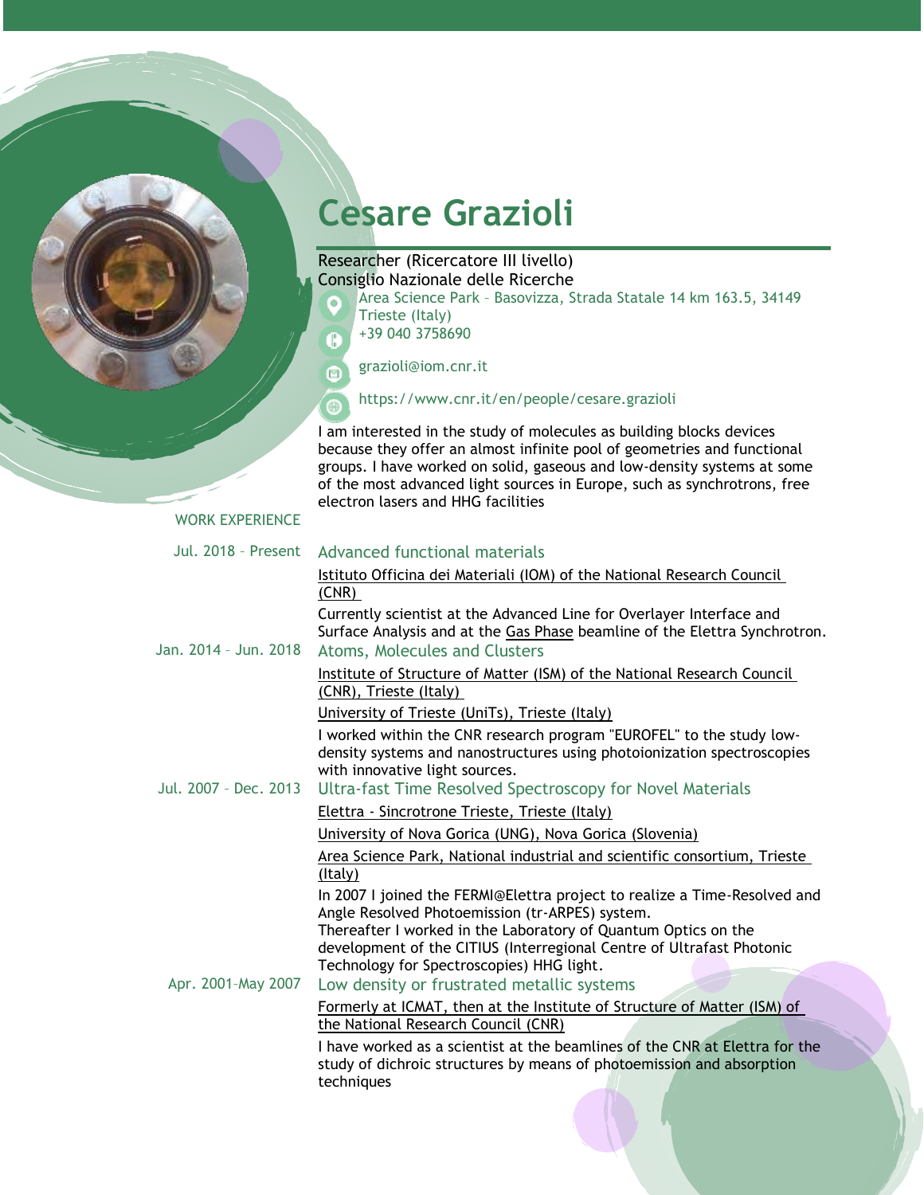# Cesare Grazioli

Researcher (Ricercatore III livello)
Consiglio Nazionale delle Ricerche

Area Science Park – Basovizza, Strada Statale 14 km 163.5, 34149 Trieste (Italy)

+39 040 3758690

grazioli@iom.cnr.it

https://www.cnr.it/en/people/cesare.grazioli

I am interested in the study of molecules as building blocks devices because they offer an almost infinite pool of geometries and functional groups. I have worked on solid, gaseous and low-density systems at some of the most advanced light sources in Europe, such as synchrotrons, free electron lasers and HHG facilities

## WORK EXPERIENCE

**Jul. 2018 – Present**

### Advanced functional materials

Istituto Officina dei Materiali (IOM) of the National Research Council (CNR)

Currently scientist at the Advanced Line for Overlayer Interface and Surface Analysis and at the Gas Phase beamline of the Elettra Synchrotron.

**Jan. 2014 – Jun. 2018**

### Atoms, Molecules and Clusters

Institute of Structure of Matter (ISM) of the National Research Council (CNR), Trieste (Italy)

University of Trieste (UniTs), Trieste (Italy)

I worked within the CNR research program "EUROFEL" to the study low-density systems and nanostructures using photoionization spectroscopies with innovative light sources.

**Jul. 2007 – Dec. 2013**

### Ultra-fast Time Resolved Spectroscopy for Novel Materials

Elettra - Sincrotrone Trieste, Trieste (Italy)

University of Nova Gorica (UNG), Nova Gorica (Slovenia)

Area Science Park, National industrial and scientific consortium, Trieste (Italy)

In 2007 I joined the FERMI@Elettra project to realize a Time-Resolved and Angle Resolved Photoemission (tr-ARPES) system.
Thereafter I worked in the Laboratory of Quantum Optics on the development of the CITIUS (Interregional Centre of Ultrafast Photonic Technology for Spectroscopies) HHG light.

**Apr. 2001–May 2007**

### Low density or frustrated metallic systems

Formerly at ICMAT, then at the Institute of Structure of Matter (ISM) of the National Research Council (CNR)

I have worked as a scientist at the beamlines of the CNR at Elettra for the study of dichroic structures by means of photoemission and absorption techniques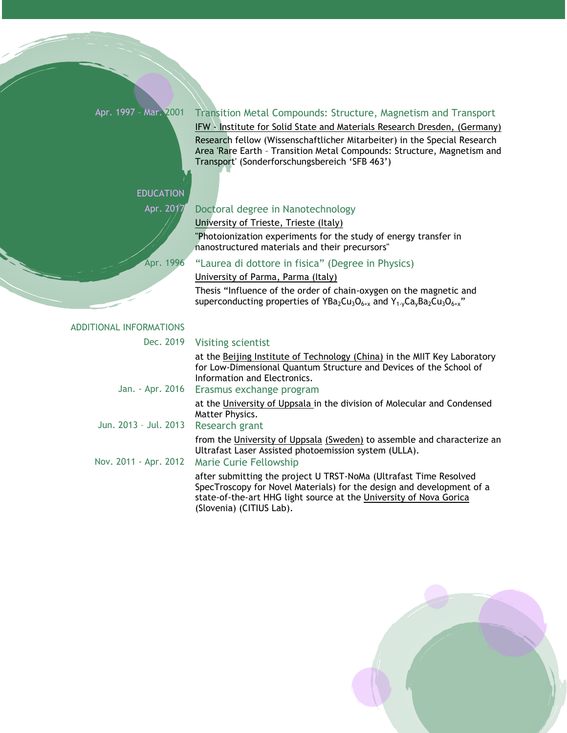Apr. 1997 – Mar. 2001

### Transition Metal Compounds: Structure, Magnetism and Transport

IFW - Institute for Solid State and Materials Research Dresden, (Germany)

Research fellow (Wissenschaftlicher Mitarbeiter) in the Special Research Area 'Rare Earth – Transition Metal Compounds: Structure, Magnetism and Transport' (Sonderforschungsbereich 'SFB 463')

## EDUCATION

Apr. 2017

### Doctoral degree in Nanotechnology

University of Trieste, Trieste (Italy)

"Photoionization experiments for the study of energy transfer in nanostructured materials and their precursors"

Apr. 1996

### "Laurea di dottore in fisica" (Degree in Physics)

University of Parma, Parma (Italy)

Thesis "Influence of the order of chain-oxygen on the magnetic and superconducting properties of $YBa_2Cu_3O_{6+x}$ and $Y_{1-y}Ca_yBa_2Cu_3O_{6+x}$"

## ADDITIONAL INFORMATIONS

Dec. 2019

### Visiting scientist

at the Beijing Institute of Technology (China) in the MIIT Key Laboratory for Low-Dimensional Quantum Structure and Devices of the School of Information and Electronics.

Jan. - Apr. 2016

### Erasmus exchange program

at the University of Uppsala in the division of Molecular and Condensed Matter Physics.

Jun. 2013 – Jul. 2013

### Research grant

from the University of Uppsala (Sweden) to assemble and characterize an Ultrafast Laser Assisted photoemission system (ULLA).

Nov. 2011 - Apr. 2012

### Marie Curie Fellowship

after submitting the project U TRST-NoMa (Ultrafast Time Resolved SpecTroscopy for Novel Materials) for the design and development of a state-of-the-art HHG light source at the University of Nova Gorica (Slovenia) (CITIUS Lab).